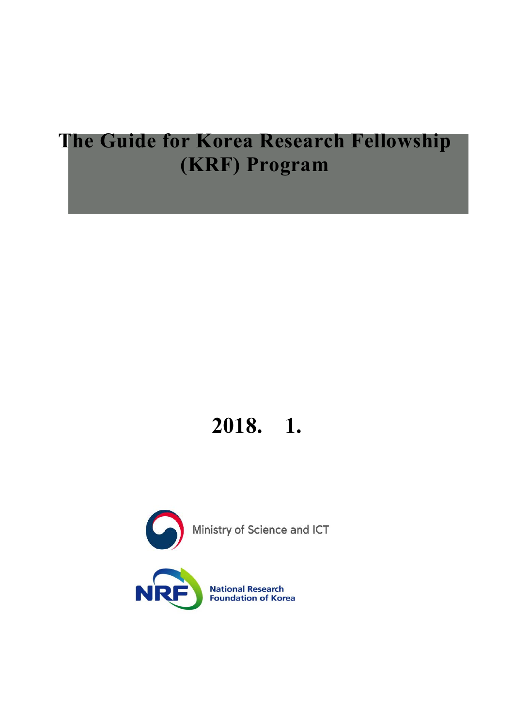# The Guide for Korea Research Fellowship (KRF) Program

**2018. 1.**

Ministry of Science and ICT

National Research Foundation of Korea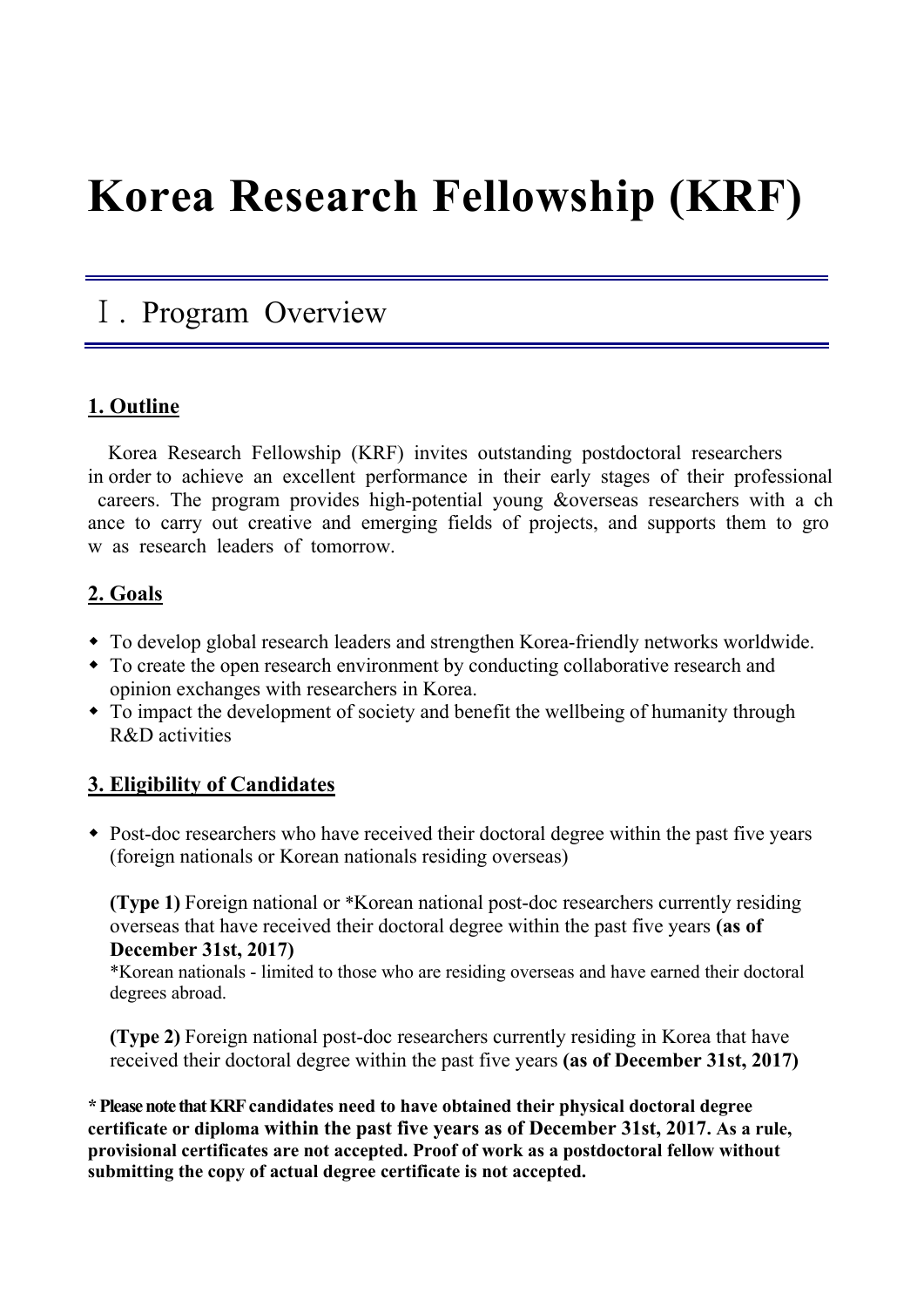# Korea Research Fellowship (KRF)

## Ⅰ. Program Overview

### 1. Outline

Korea Research Fellowship (KRF) invites outstanding postdoctoral researchers in order to achieve an excellent performance in their early stages of their professional careers. The program provides high-potential young &overseas researchers with a chance to carry out creative and emerging fields of projects, and supports them to grow as research leaders of tomorrow.

### 2. Goals

- To develop global research leaders and strengthen Korea-friendly networks worldwide.
- To create the open research environment by conducting collaborative research and opinion exchanges with researchers in Korea.
- To impact the development of society and benefit the wellbeing of humanity through R&D activities

### 3. Eligibility of Candidates

- Post-doc researchers who have received their doctoral degree within the past five years (foreign nationals or Korean nationals residing overseas)

  **(Type 1)** Foreign national or *Korean national post-doc researchers currently residing overseas that have received their doctoral degree within the past five years **(as of December 31st, 2017)**

  *Korean nationals - limited to those who are residing overseas and have earned their doctoral degrees abroad.

  **(Type 2)** Foreign national post-doc researchers currently residing in Korea that have received their doctoral degree within the past five years **(as of December 31st, 2017)**

**\* Please note that KRF candidates need to have obtained their physical doctoral degree certificate or diploma within the past five years as of December 31st, 2017. As a rule, provisional certificates are not accepted. Proof of work as a postdoctoral fellow without submitting the copy of actual degree certificate is not accepted.**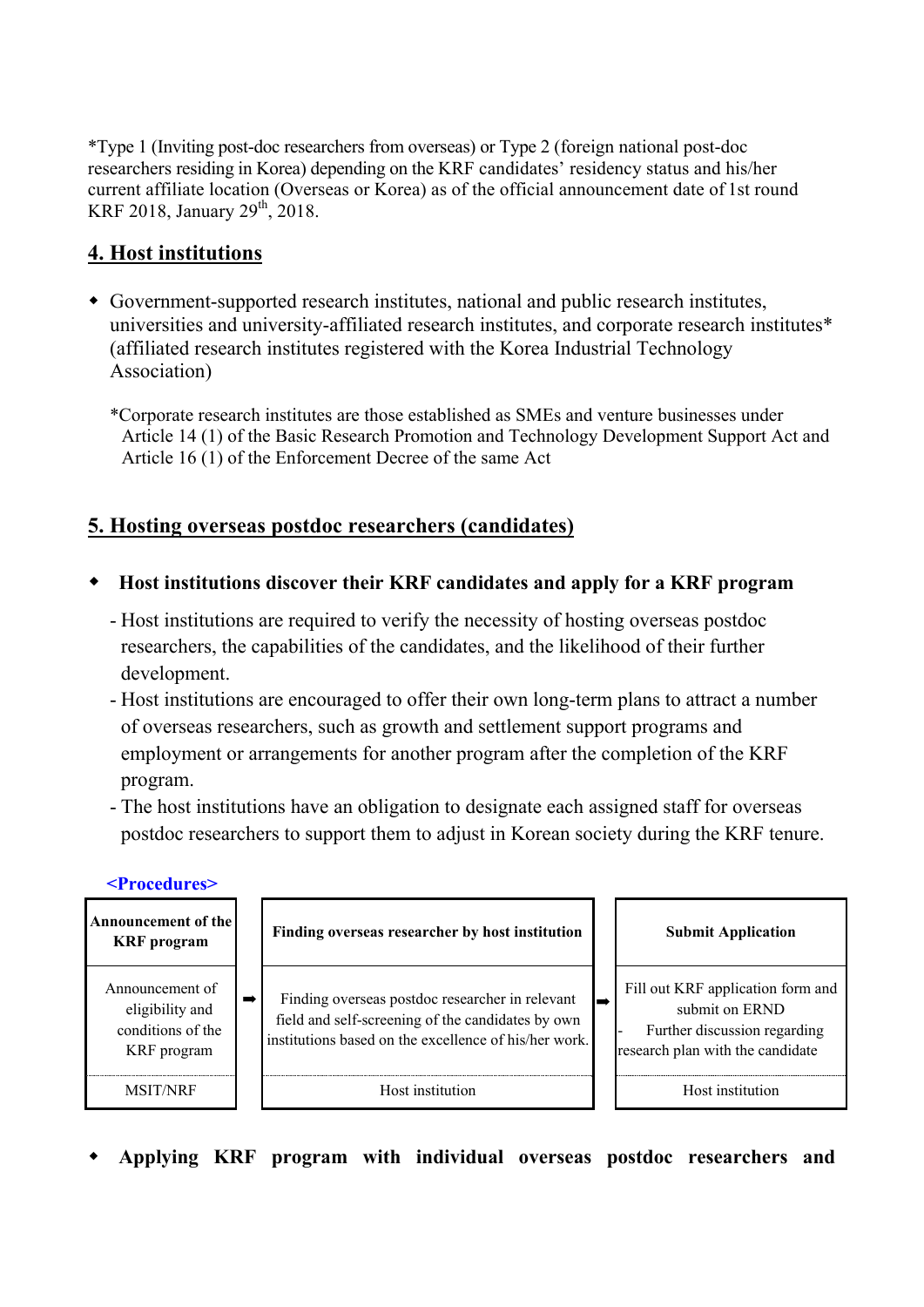*Type 1 (Inviting post-doc researchers from overseas) or Type 2 (foreign national post-doc researchers residing in Korea) depending on the KRF candidates' residency status and his/her current affiliate location (Overseas or Korea) as of the official announcement date of 1st round KRF 2018, January 29th, 2018.

## 4. Host institutions

- Government-supported research institutes, national and public research institutes, universities and university-affiliated research institutes, and corporate research institutes* (affiliated research institutes registered with the Korea Industrial Technology Association)

  *Corporate research institutes are those established as SMEs and venture businesses under Article 14 (1) of the Basic Research Promotion and Technology Development Support Act and Article 16 (1) of the Enforcement Decree of the same Act

## 5. Hosting overseas postdoc researchers (candidates)

- **Host institutions discover their KRF candidates and apply for a KRF program**
  - Host institutions are required to verify the necessity of hosting overseas postdoc researchers, the capabilities of the candidates, and the likelihood of their further development.
  - Host institutions are encouraged to offer their own long-term plans to attract a number of overseas researchers, such as growth and settlement support programs and employment or arrangements for another program after the completion of the KRF program.
  - The host institutions have an obligation to designate each assigned staff for overseas postdoc researchers to support them to adjust in Korean society during the KRF tenure.

**<Procedures>**

| Announcement of the KRF program | ➡ | Finding overseas researcher by host institution | ➡ | Submit Application |
|---|---|---|---|---|
| Announcement of eligibility and conditions of the KRF program | | Finding overseas postdoc researcher in relevant field and self-screening of the candidates by own institutions based on the excellence of his/her work. | | Fill out KRF application form and submit on ERND<br>- Further discussion regarding research plan with the candidate |
| MSIT/NRF | | Host institution | | Host institution |

- **Applying KRF program with individual overseas postdoc researchers and**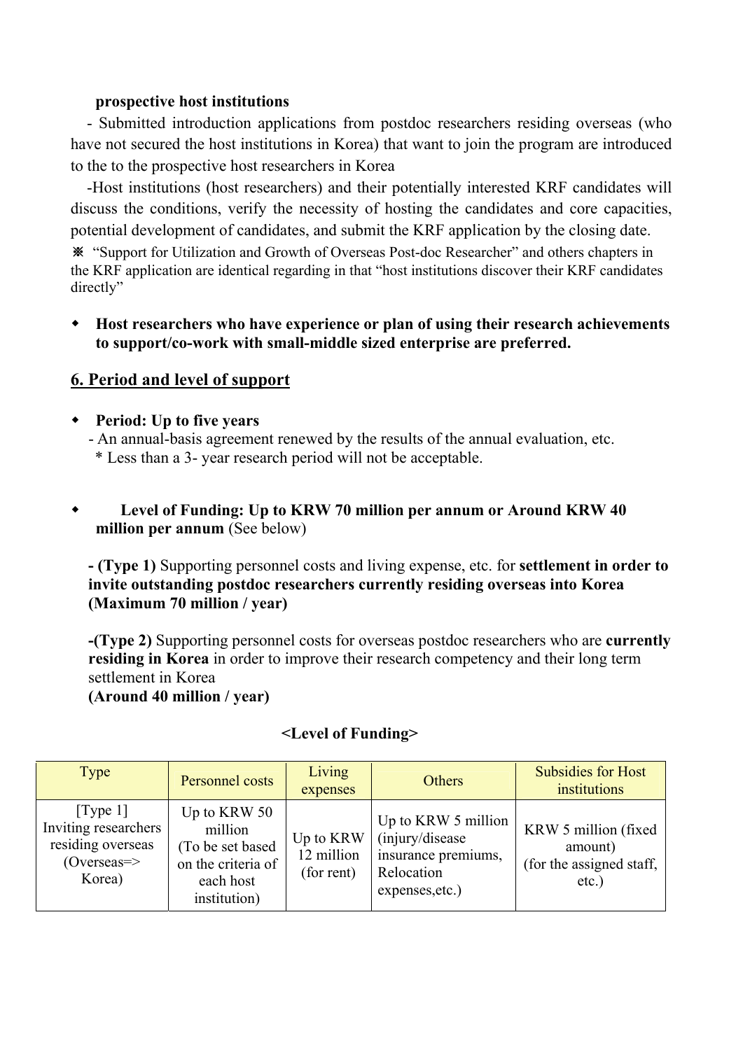**prospective host institutions**

- Submitted introduction applications from postdoc researchers residing overseas (who have not secured the host institutions in Korea) that want to join the program are introduced to the to the prospective host researchers in Korea

-Host institutions (host researchers) and their potentially interested KRF candidates will discuss the conditions, verify the necessity of hosting the candidates and core capacities, potential development of candidates, and submit the KRF application by the closing date.

※ "Support for Utilization and Growth of Overseas Post-doc Researcher" and others chapters in the KRF application are identical regarding in that "host institutions discover their KRF candidates directly"

- **Host researchers who have experience or plan of using their research achievements to support/co-work with small-middle sized enterprise are preferred.**

## 6. Period and level of support

- **Period: Up to five years**
  - An annual-basis agreement renewed by the results of the annual evaluation, etc.
    * Less than a 3- year research period will not be acceptable.

- **Level of Funding: Up to KRW 70 million per annum or Around KRW 40 million per annum** (See below)

  **- (Type 1)** Supporting personnel costs and living expense, etc. for **settlement in order to invite outstanding postdoc researchers currently residing overseas into Korea (Maximum 70 million / year)**

  **-(Type 2)** Supporting personnel costs for overseas postdoc researchers who are **currently residing in Korea** in order to improve their research competency and their long term settlement in Korea
  **(Around 40 million / year)**

**<Level of Funding>**

| Type | Personnel costs | Living expenses | Others | Subsidies for Host institutions |
|---|---|---|---|---|
| [Type 1] Inviting researchers residing overseas (Overseas=> Korea) | Up to KRW 50 million (To be set based on the criteria of each host institution) | Up to KRW 12 million (for rent) | Up to KRW 5 million (injury/disease insurance premiums, Relocation expenses,etc.) | KRW 5 million (fixed amount) (for the assigned staff, etc.) |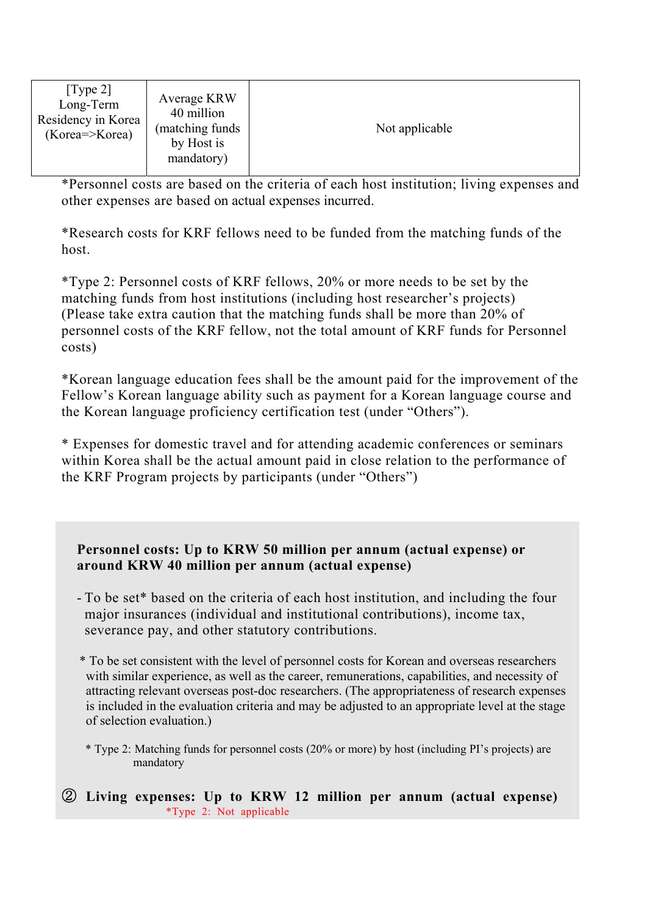| [Type 2] Long-Term Residency in Korea (Korea=>Korea) | Average KRW 40 million (matching funds by Host is mandatory) | Not applicable |
|---|---|---|

*Personnel costs are based on the criteria of each host institution; living expenses and other expenses are based on actual expenses incurred.

*Research costs for KRF fellows need to be funded from the matching funds of the host.

*Type 2: Personnel costs of KRF fellows, 20% or more needs to be set by the matching funds from host institutions (including host researcher's projects) (Please take extra caution that the matching funds shall be more than 20% of personnel costs of the KRF fellow, not the total amount of KRF funds for Personnel costs)

*Korean language education fees shall be the amount paid for the improvement of the Fellow's Korean language ability such as payment for a Korean language course and the Korean language proficiency certification test (under "Others").

* Expenses for domestic travel and for attending academic conferences or seminars within Korea shall be the actual amount paid in close relation to the performance of the KRF Program projects by participants (under "Others")

**Personnel costs: Up to KRW 50 million per annum (actual expense) or around KRW 40 million per annum (actual expense)**

- To be set* based on the criteria of each host institution, and including the four major insurances (individual and institutional contributions), income tax, severance pay, and other statutory contributions.

* To be set consistent with the level of personnel costs for Korean and overseas researchers with similar experience, as well as the career, remunerations, capabilities, and necessity of attracting relevant overseas post-doc researchers. (The appropriateness of research expenses is included in the evaluation criteria and may be adjusted to an appropriate level at the stage of selection evaluation.)

* Type 2: Matching funds for personnel costs (20% or more) by host (including PI's projects) are mandatory

② **Living expenses: Up to KRW 12 million per annum (actual expense)** *Type 2: Not applicable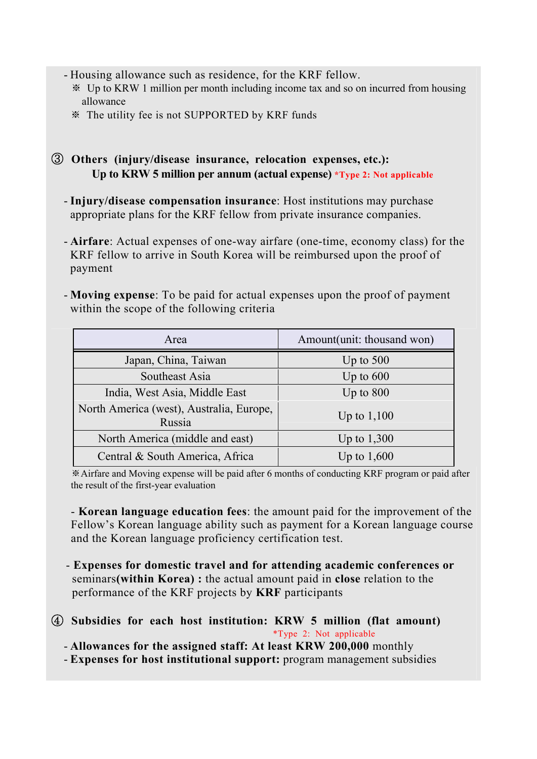- Housing allowance such as residence, for the KRF fellow.
  - ※ Up to KRW 1 million per month including income tax and so on incurred from housing allowance
  - ※ The utility fee is not SUPPORTED by KRF funds

③ **Others (injury/disease insurance, relocation expenses, etc.): Up to KRW 5 million per annum (actual expense)** *Type 2: Not applicable

- **Injury/disease compensation insurance**: Host institutions may purchase appropriate plans for the KRF fellow from private insurance companies.

- **Airfare**: Actual expenses of one-way airfare (one-time, economy class) for the KRF fellow to arrive in South Korea will be reimbursed upon the proof of payment

- **Moving expense**: To be paid for actual expenses upon the proof of payment within the scope of the following criteria

| Area | Amount(unit: thousand won) |
| --- | --- |
| Japan, China, Taiwan | Up to 500 |
| Southeast Asia | Up to 600 |
| India, West Asia, Middle East | Up to 800 |
| North America (west), Australia, Europe, Russia | Up to 1,100 |
| North America (middle and east) | Up to 1,300 |
| Central & South America, Africa | Up to 1,600 |

※Airfare and Moving expense will be paid after 6 months of conducting KRF program or paid after the result of the first-year evaluation

- **Korean language education fees**: the amount paid for the improvement of the Fellow's Korean language ability such as payment for a Korean language course and the Korean language proficiency certification test.

- **Expenses for domestic travel and for attending academic conferences or** seminars**(within Korea) :** the actual amount paid in **close** relation to the performance of the KRF projects by **KRF** participants

④ **Subsidies for each host institution: KRW 5 million (flat amount)** *Type 2: Not applicable

- **Allowances for the assigned staff: At least KRW 200,000** monthly
- **Expenses for host institutional support:** program management subsidies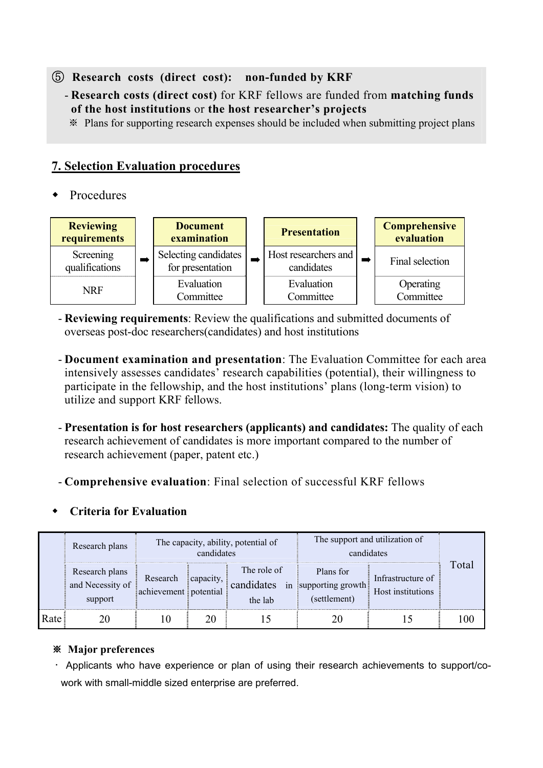⑤ **Research costs (direct cost): non-funded by KRF**

- **Research costs (direct cost)** for KRF fellows are funded from **matching funds of the host institutions** or **the host researcher's projects**
  - ※ Plans for supporting research expenses should be included when submitting project plans

## 7. Selection Evaluation procedures

- Procedures

| Reviewing requirements | | Document examination | | Presentation | | Comprehensive evaluation |
|---|---|---|---|---|---|---|
| Screening qualifications | ➡ | Selecting candidates for presentation | ➡ | Host researchers and candidates | ➡ | Final selection |
| NRF | | Evaluation Committee | | Evaluation Committee | | Operating Committee |

- **Reviewing requirements**: Review the qualifications and submitted documents of overseas post-doc researchers(candidates) and host institutions

- **Document examination and presentation**: The Evaluation Committee for each area intensively assesses candidates' research capabilities (potential), their willingness to participate in the fellowship, and the host institutions' plans (long-term vision) to utilize and support KRF fellows.

- **Presentation is for host researchers (applicants) and candidates:** The quality of each research achievement of candidates is more important compared to the number of research achievement (paper, patent etc.)

- **Comprehensive evaluation**: Final selection of successful KRF fellows

- **Criteria for Evaluation**

| | Research plans | The capacity, ability, potential of candidates | | | The support and utilization of candidates | | Total |
|---|---|---|---|---|---|---|---|
| | Research plans and Necessity of support | Research achievement | capacity, potential | The role of candidates in the lab | Plans for supporting growth (settlement) | Infrastructure of Host institutions | |
| Rate | 20 | 10 | 20 | 15 | 20 | 15 | 100 |

※ **Major preferences**

· Applicants who have experience or plan of using their research achievements to support/co-work with small-middle sized enterprise are preferred.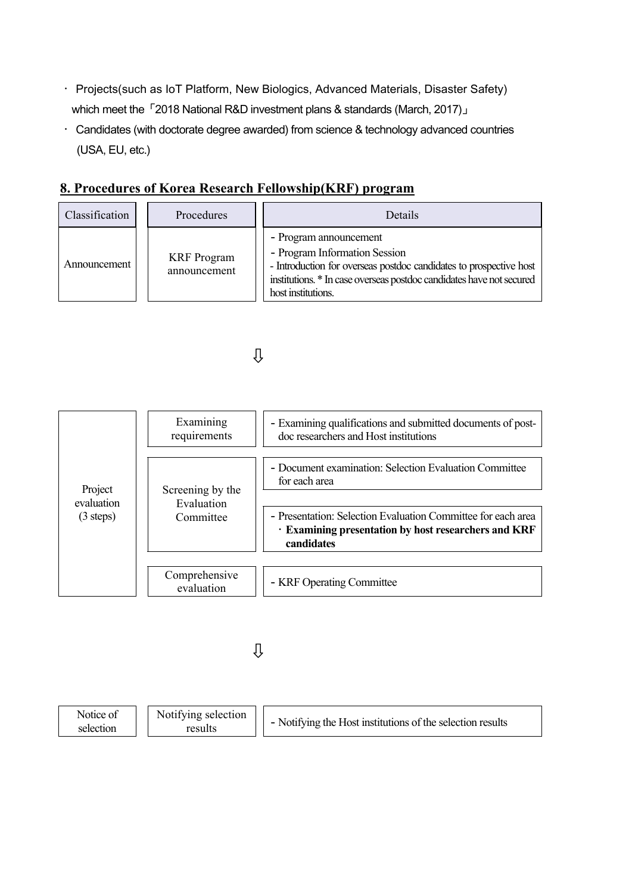- Projects(such as IoT Platform, New Biologics, Advanced Materials, Disaster Safety) which meet the「2018 National R&D investment plans & standards (March, 2017)」
- Candidates (with doctorate degree awarded) from science & technology advanced countries (USA, EU, etc.)

## 8. Procedures of Korea Research Fellowship(KRF) program

| Classification | Procedures | Details |
| --- | --- | --- |
| Announcement | KRF Program announcement | - Program announcement<br>- Program Information Session<br>- Introduction for overseas postdoc candidates to prospective host institutions. * In case overseas postdoc candidates have not secured host institutions. |

⇩

| Classification | Procedures | Details |
| --- | --- | --- |
| Project evaluation (3 steps) | Examining requirements | - Examining qualifications and submitted documents of post-doc researchers and Host institutions |
| | Screening by the Evaluation Committee | - Document examination: Selection Evaluation Committee for each area |
| | | - Presentation: Selection Evaluation Committee for each area<br>· **Examining presentation by host researchers and KRF candidates** |
| | Comprehensive evaluation | - KRF Operating Committee |

⇩

| Classification | Procedures | Details |
| --- | --- | --- |
| Notice of selection | Notifying selection results | - Notifying the Host institutions of the selection results |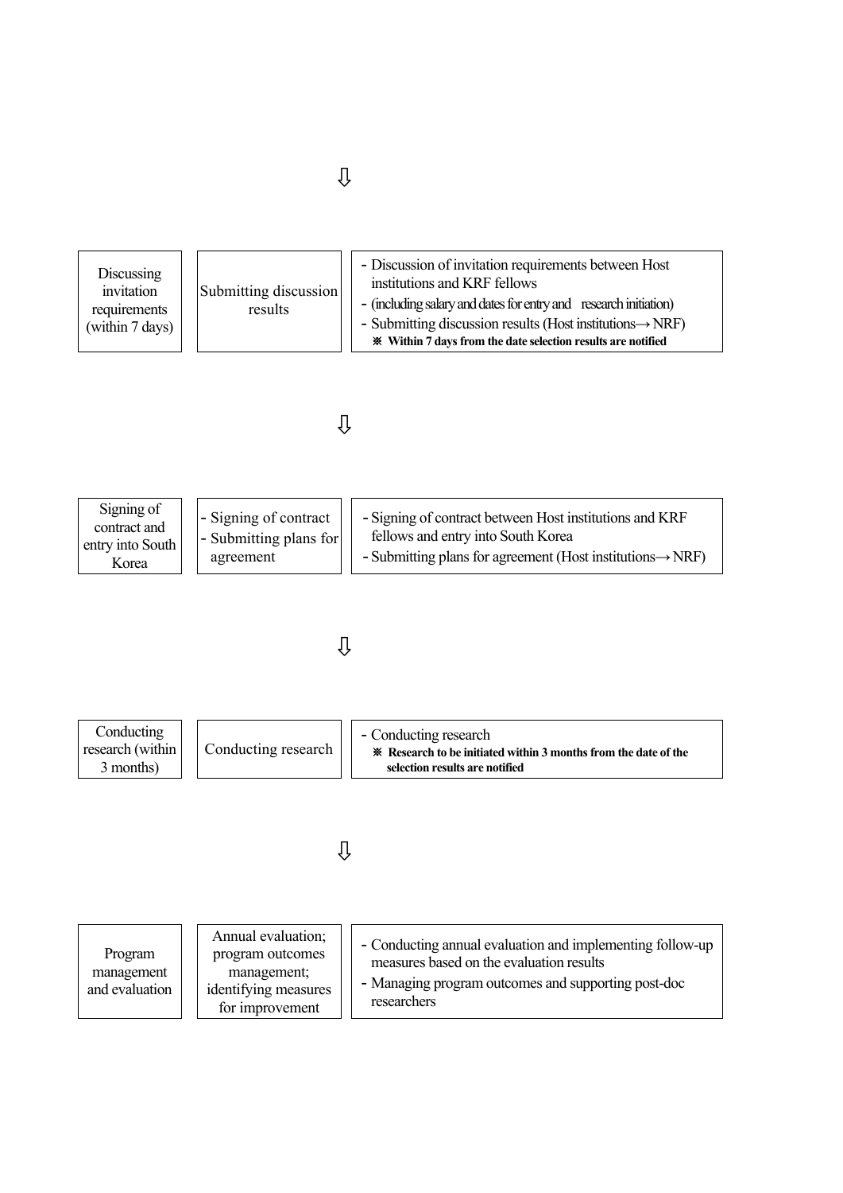⇩

| Discussing invitation requirements (within 7 days) | Submitting discussion results | - Discussion of invitation requirements between Host institutions and KRF fellows<br>- (including salary and dates for entry and research initiation)<br>- Submitting discussion results (Host institutions→ NRF)<br>**※ Within 7 days from the date selection results are notified** |
|---|---|---|

⇩

| Signing of contract and entry into South Korea | - Signing of contract<br>- Submitting plans for agreement | - Signing of contract between Host institutions and KRF fellows and entry into South Korea<br>- Submitting plans for agreement (Host institutions→ NRF) |
|---|---|---|

⇩

| Conducting research (within 3 months) | Conducting research | - Conducting research<br>**※ Research to be initiated within 3 months from the date of the selection results are notified** |
|---|---|---|

⇩

| Program management and evaluation | Annual evaluation; program outcomes management; identifying measures for improvement | - Conducting annual evaluation and implementing follow-up measures based on the evaluation results<br>- Managing program outcomes and supporting post-doc researchers |
|---|---|---|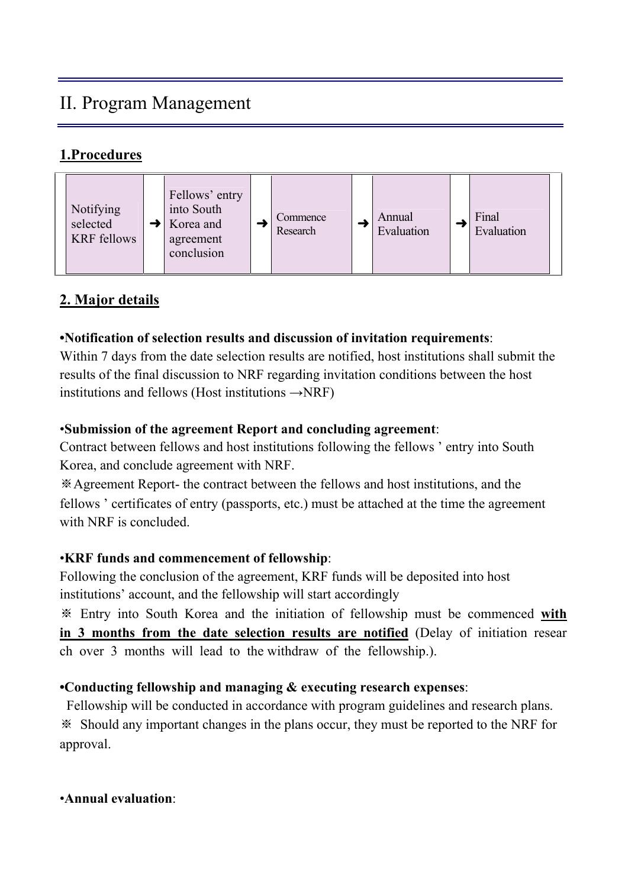# II. Program Management

## 1.Procedures

| Notifying selected KRF fellows | ➜ | Fellows' entry into South Korea and agreement conclusion | ➜ | Commence Research | ➜ | Annual Evaluation | ➜ | Final Evaluation |
|---|---|---|---|---|---|---|---|---|

## 2. Major details

**•Notification of selection results and discussion of invitation requirements**:
Within 7 days from the date selection results are notified, host institutions shall submit the results of the final discussion to NRF regarding invitation conditions between the host institutions and fellows (Host institutions →NRF)

•**Submission of the agreement Report and concluding agreement**:
Contract between fellows and host institutions following the fellows ' entry into South Korea, and conclude agreement with NRF.
※Agreement Report- the contract between the fellows and host institutions, and the fellows ' certificates of entry (passports, etc.) must be attached at the time the agreement with NRF is concluded.

•**KRF funds and commencement of fellowship**:
Following the conclusion of the agreement, KRF funds will be deposited into host institutions' account, and the fellowship will start accordingly
※ Entry into South Korea and the initiation of fellowship must be commenced **<u>with in 3 months from the date selection results are notified</u>** (Delay of initiation resear ch over 3 months will lead to the withdraw of the fellowship.).

**•Conducting fellowship and managing & executing research expenses**:
Fellowship will be conducted in accordance with program guidelines and research plans.
※ Should any important changes in the plans occur, they must be reported to the NRF for approval.

•**Annual evaluation**: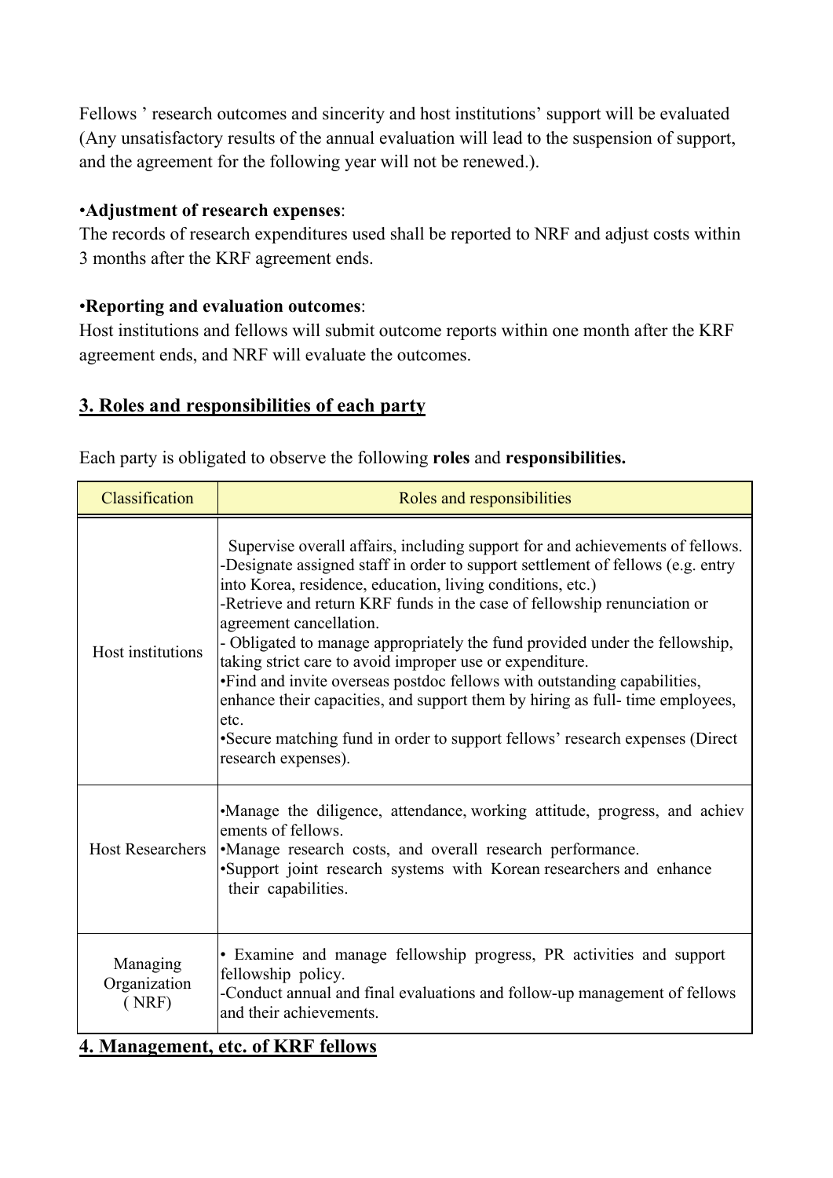Fellows ' research outcomes and sincerity and host institutions' support will be evaluated (Any unsatisfactory results of the annual evaluation will lead to the suspension of support, and the agreement for the following year will not be renewed.).

•**Adjustment of research expenses**:
The records of research expenditures used shall be reported to NRF and adjust costs within 3 months after the KRF agreement ends.

•**Reporting and evaluation outcomes**:
Host institutions and fellows will submit outcome reports within one month after the KRF agreement ends, and NRF will evaluate the outcomes.

## 3. Roles and responsibilities of each party

Each party is obligated to observe the following **roles** and **responsibilities.**

| Classification | Roles and responsibilities |
|---|---|
| Host institutions | Supervise overall affairs, including support for and achievements of fellows.<br>-Designate assigned staff in order to support settlement of fellows (e.g. entry into Korea, residence, education, living conditions, etc.)<br>-Retrieve and return KRF funds in the case of fellowship renunciation or agreement cancellation.<br>- Obligated to manage appropriately the fund provided under the fellowship, taking strict care to avoid improper use or expenditure.<br>•Find and invite overseas postdoc fellows with outstanding capabilities, enhance their capacities, and support them by hiring as full- time employees, etc.<br>•Secure matching fund in order to support fellows' research expenses (Direct research expenses). |
| Host Researchers | •Manage the diligence, attendance, working attitude, progress, and achievements of fellows.<br>•Manage research costs, and overall research performance.<br>•Support joint research systems with Korean researchers and enhance their capabilities. |
| Managing Organization ( NRF) | • Examine and manage fellowship progress, PR activities and support fellowship policy.<br>-Conduct annual and final evaluations and follow-up management of fellows and their achievements. |

## 4. Management, etc. of KRF fellows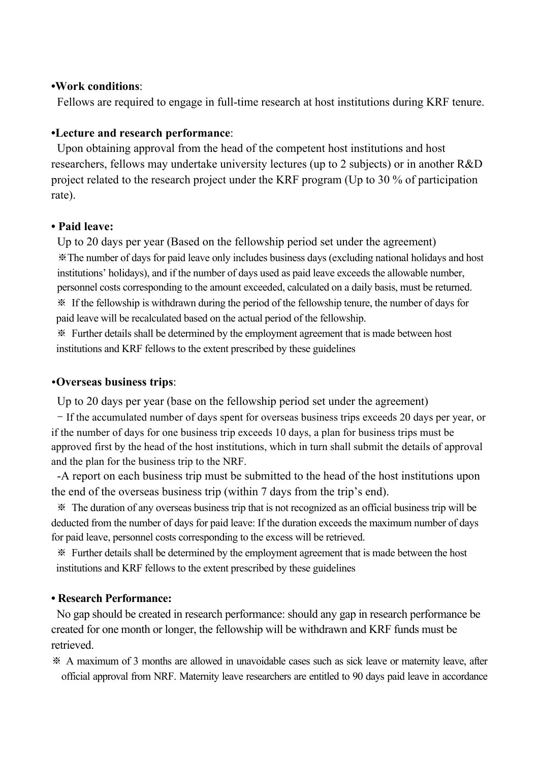**•Work conditions**:

Fellows are required to engage in full-time research at host institutions during KRF tenure.

**•Lecture and research performance**:

Upon obtaining approval from the head of the competent host institutions and host researchers, fellows may undertake university lectures (up to 2 subjects) or in another R&D project related to the research project under the KRF program (Up to 30 % of participation rate).

**• Paid leave:**

Up to 20 days per year (Based on the fellowship period set under the agreement)

※The number of days for paid leave only includes business days (excluding national holidays and host institutions' holidays), and if the number of days used as paid leave exceeds the allowable number, personnel costs corresponding to the amount exceeded, calculated on a daily basis, must be returned.

※ If the fellowship is withdrawn during the period of the fellowship tenure, the number of days for paid leave will be recalculated based on the actual period of the fellowship.

※ Further details shall be determined by the employment agreement that is made between host institutions and KRF fellows to the extent prescribed by these guidelines

**•Overseas business trips**:

Up to 20 days per year (base on the fellowship period set under the agreement)

- If the accumulated number of days spent for overseas business trips exceeds 20 days per year, or if the number of days for one business trip exceeds 10 days, a plan for business trips must be approved first by the head of the host institutions, which in turn shall submit the details of approval and the plan for the business trip to the NRF.

-A report on each business trip must be submitted to the head of the host institutions upon the end of the overseas business trip (within 7 days from the trip's end).

※ The duration of any overseas business trip that is not recognized as an official business trip will be deducted from the number of days for paid leave: If the duration exceeds the maximum number of days for paid leave, personnel costs corresponding to the excess will be retrieved.

※ Further details shall be determined by the employment agreement that is made between the host institutions and KRF fellows to the extent prescribed by these guidelines

**• Research Performance:**

No gap should be created in research performance: should any gap in research performance be created for one month or longer, the fellowship will be withdrawn and KRF funds must be retrieved.

※ A maximum of 3 months are allowed in unavoidable cases such as sick leave or maternity leave, after official approval from NRF. Maternity leave researchers are entitled to 90 days paid leave in accordance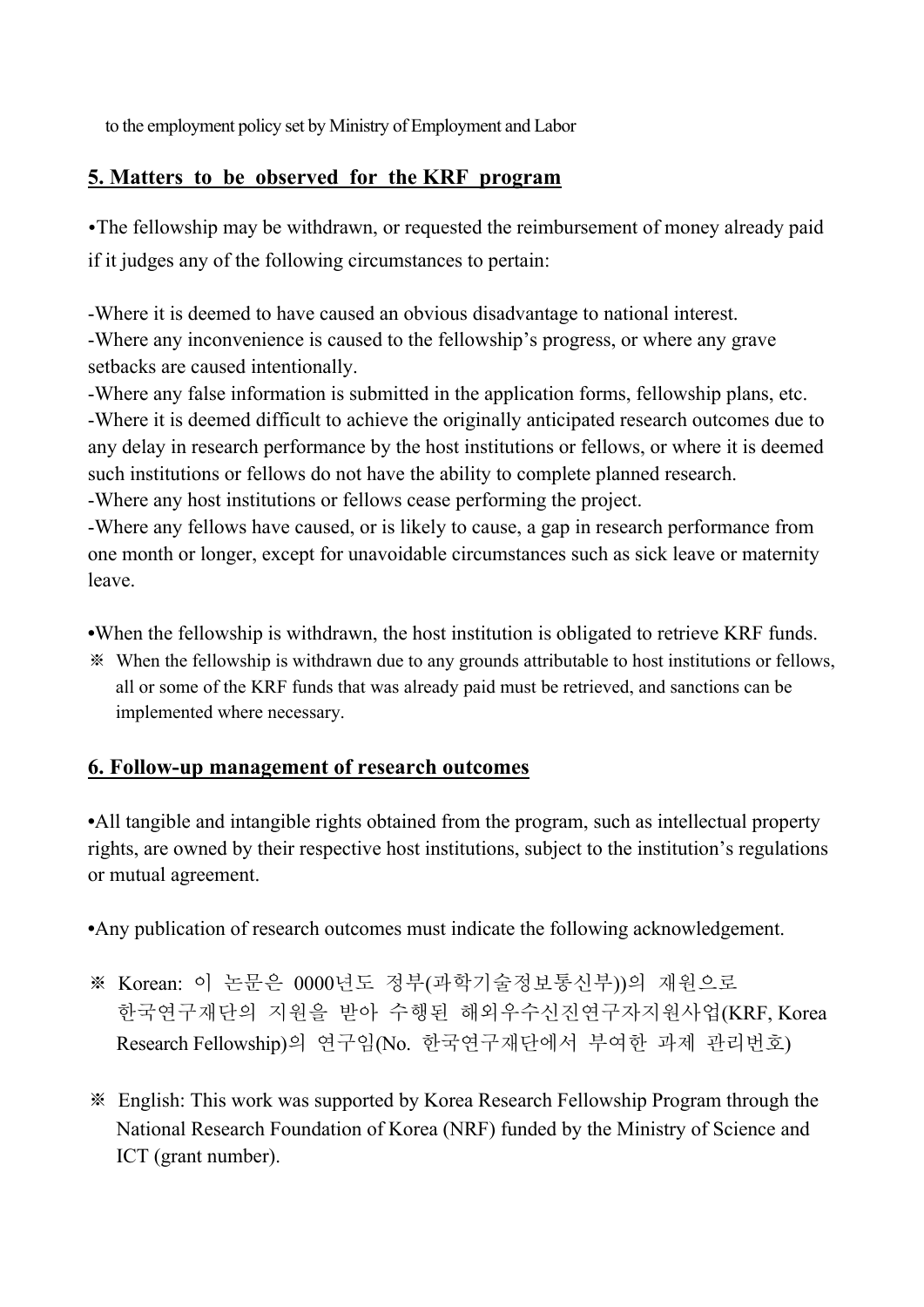to the employment policy set by Ministry of Employment and Labor

## 5. Matters to be observed for the KRF program

•The fellowship may be withdrawn, or requested the reimbursement of money already paid if it judges any of the following circumstances to pertain:

-Where it is deemed to have caused an obvious disadvantage to national interest.
-Where any inconvenience is caused to the fellowship's progress, or where any grave setbacks are caused intentionally.
-Where any false information is submitted in the application forms, fellowship plans, etc.
-Where it is deemed difficult to achieve the originally anticipated research outcomes due to any delay in research performance by the host institutions or fellows, or where it is deemed such institutions or fellows do not have the ability to complete planned research.
-Where any host institutions or fellows cease performing the project.
-Where any fellows have caused, or is likely to cause, a gap in research performance from one month or longer, except for unavoidable circumstances such as sick leave or maternity leave.

•When the fellowship is withdrawn, the host institution is obligated to retrieve KRF funds.
※ When the fellowship is withdrawn due to any grounds attributable to host institutions or fellows, all or some of the KRF funds that was already paid must be retrieved, and sanctions can be implemented where necessary.

## 6. Follow-up management of research outcomes

•All tangible and intangible rights obtained from the program, such as intellectual property rights, are owned by their respective host institutions, subject to the institution's regulations or mutual agreement.

•Any publication of research outcomes must indicate the following acknowledgement.

※ Korean: 이 논문은 0000년도 정부(과학기술정보통신부))의 재원으로 한국연구재단의 지원을 받아 수행된 해외우수신진연구자지원사업(KRF, Korea Research Fellowship)의 연구임(No. 한국연구재단에서 부여한 과제 관리번호)

※ English: This work was supported by Korea Research Fellowship Program through the National Research Foundation of Korea (NRF) funded by the Ministry of Science and ICT (grant number).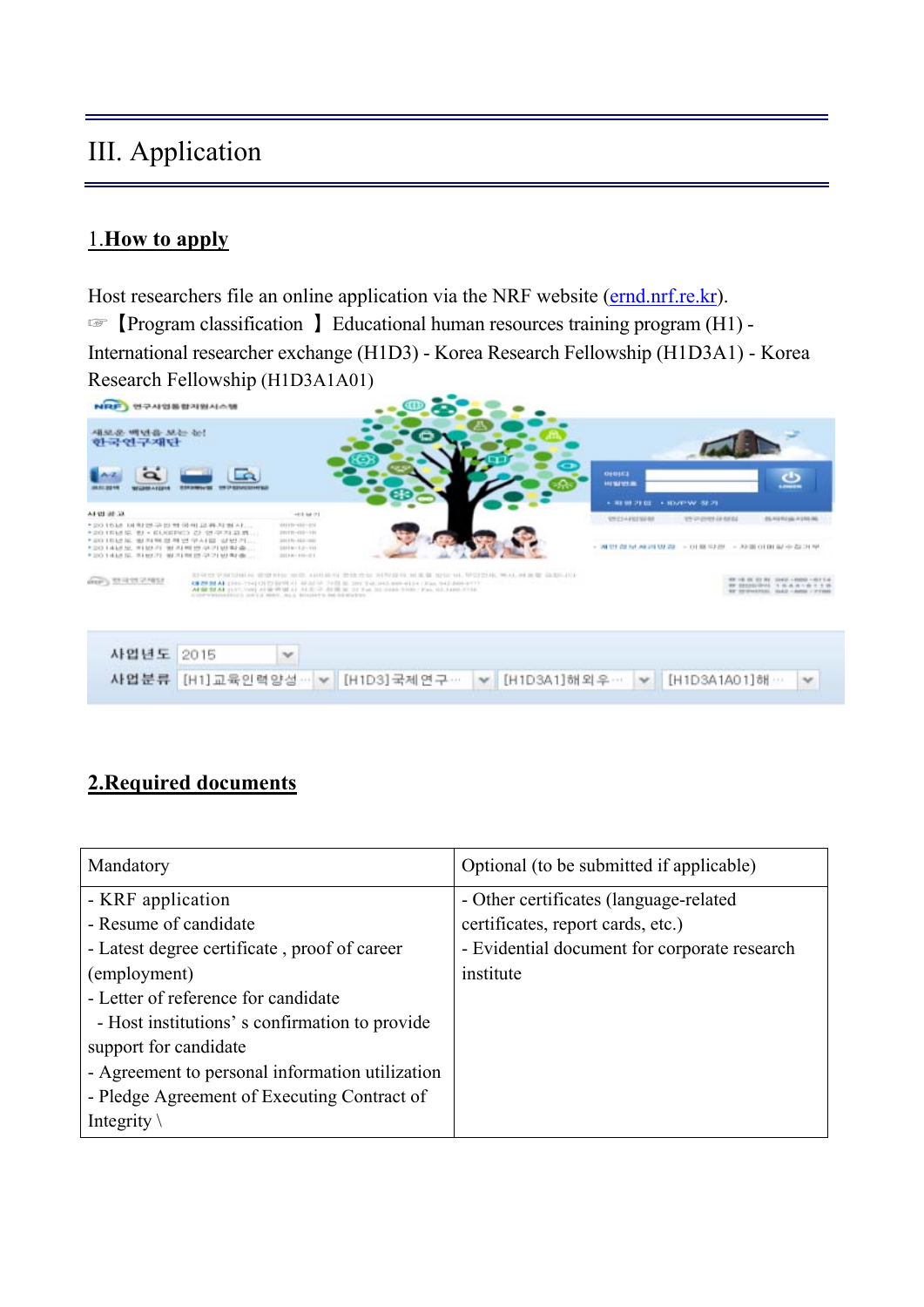# III. Application

## 1.How to apply

Host researchers file an online application via the NRF website (ernd.nrf.re.kr).

☞【Program classification 】Educational human resources training program (H1) - International researcher exchange (H1D3) - Korea Research Fellowship (H1D3A1) - Korea Research Fellowship (H1D3A1A01)

사업년도 2015

사업분류 [H1]교육인력양성··· [H1D3]국제연구··· [H1D3A1]해외우··· [H1D3A1A01]해···

## 2.Required documents

| Mandatory | Optional (to be submitted if applicable) |
|---|---|
| - KRF application<br>- Resume of candidate<br>- Latest degree certificate , proof of career (employment)<br>- Letter of reference for candidate<br>- Host institutions' s confirmation to provide support for candidate<br>- Agreement to personal information utilization<br>- Pledge Agreement of Executing Contract of Integrity \ | - Other certificates (language-related certificates, report cards, etc.)<br>- Evidential document for corporate research institute |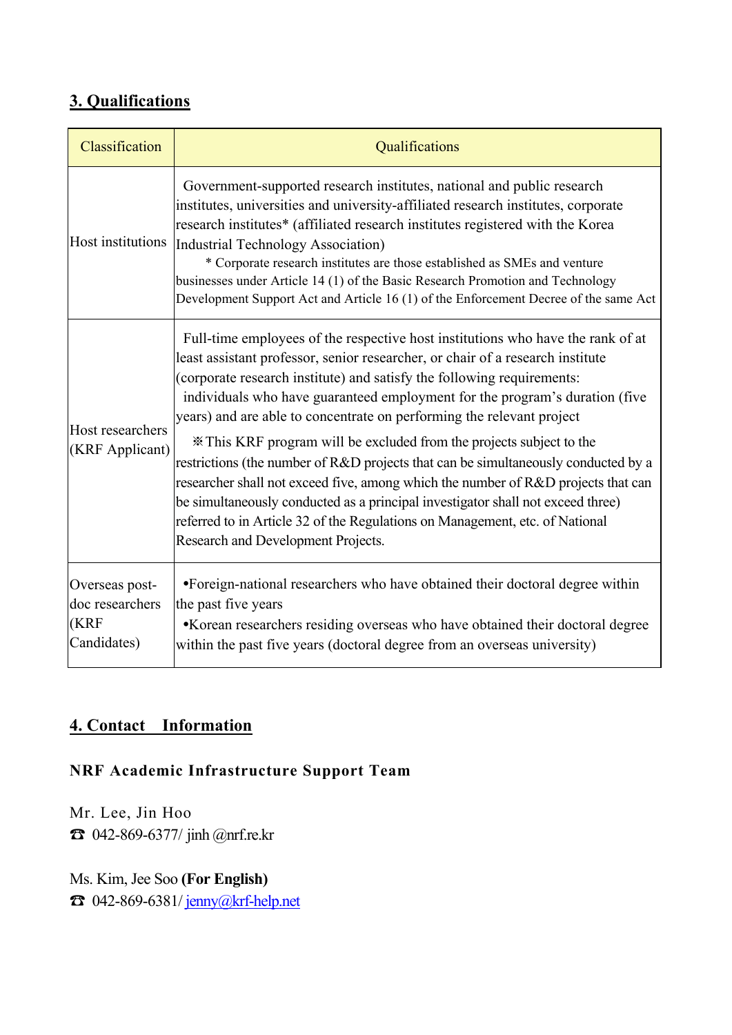## 3. Qualifications

| Classification | Qualifications |
|---|---|
| Host institutions | Government-supported research institutes, national and public research institutes, universities and university-affiliated research institutes, corporate research institutes* (affiliated research institutes registered with the Korea Industrial Technology Association)<br>* Corporate research institutes are those established as SMEs and venture businesses under Article 14 (1) of the Basic Research Promotion and Technology Development Support Act and Article 16 (1) of the Enforcement Decree of the same Act |
| Host researchers (KRF Applicant) | Full-time employees of the respective host institutions who have the rank of at least assistant professor, senior researcher, or chair of a research institute (corporate research institute) and satisfy the following requirements: individuals who have guaranteed employment for the program's duration (five years) and are able to concentrate on performing the relevant project<br>※This KRF program will be excluded from the projects subject to the restrictions (the number of R&D projects that can be simultaneously conducted by a researcher shall not exceed five, among which the number of R&D projects that can be simultaneously conducted as a principal investigator shall not exceed three) referred to in Article 32 of the Regulations on Management, etc. of National Research and Development Projects. |
| Overseas post-doc researchers (KRF Candidates) | •Foreign-national researchers who have obtained their doctoral degree within the past five years<br>•Korean researchers residing overseas who have obtained their doctoral degree within the past five years (doctoral degree from an overseas university) |

## 4. Contact Information

**NRF Academic Infrastructure Support Team**

Mr. Lee, Jin Hoo
☎ 042-869-6377/ jinh @nrf.re.kr

Ms. Kim, Jee Soo **(For English)**
☎ 042-869-6381/ jenny@krf-help.net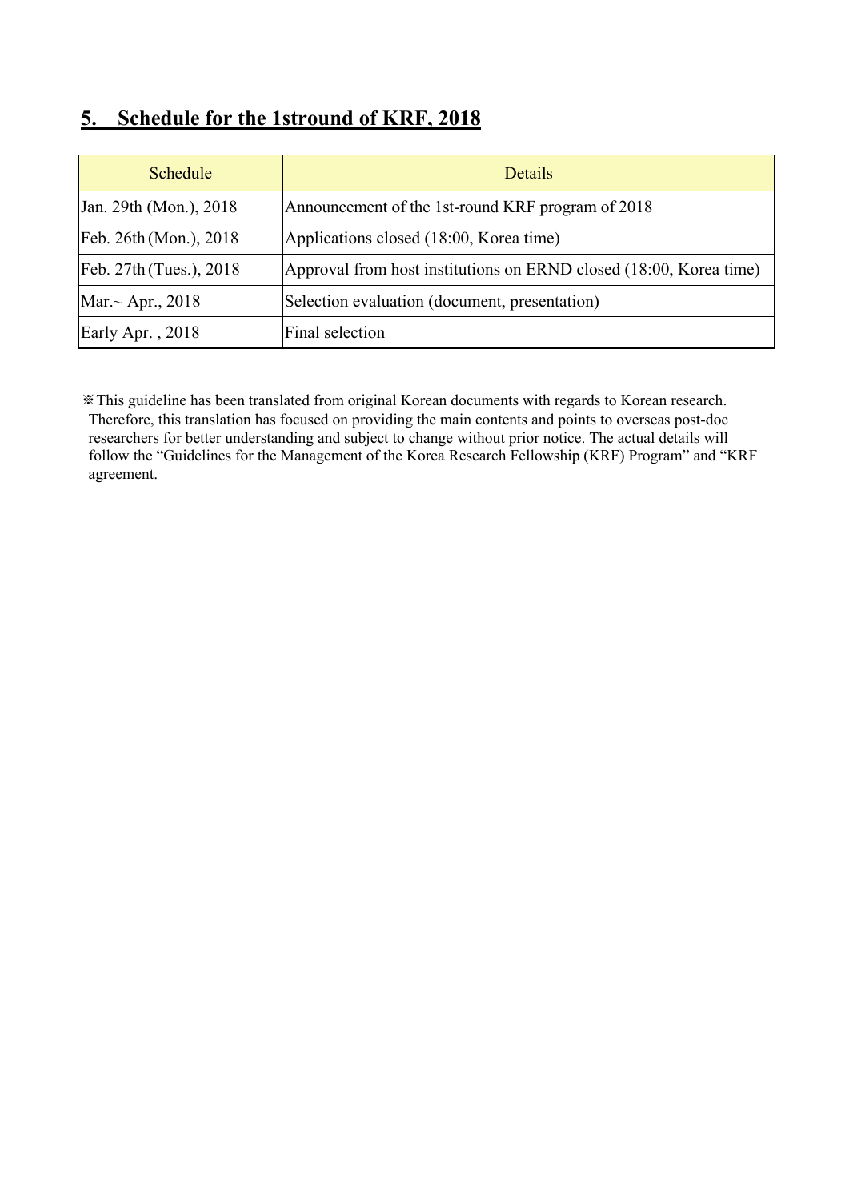## 5. Schedule for the 1stround of KRF, 2018

| Schedule | Details |
| --- | --- |
| Jan. 29th (Mon.), 2018 | Announcement of the 1st-round KRF program of 2018 |
| Feb. 26th (Mon.), 2018 | Applications closed (18:00, Korea time) |
| Feb. 27th (Tues.), 2018 | Approval from host institutions on ERND closed (18:00, Korea time) |
| Mar.~ Apr., 2018 | Selection evaluation (document, presentation) |
| Early Apr. , 2018 | Final selection |

※This guideline has been translated from original Korean documents with regards to Korean research. Therefore, this translation has focused on providing the main contents and points to overseas post-doc researchers for better understanding and subject to change without prior notice. The actual details will follow the "Guidelines for the Management of the Korea Research Fellowship (KRF) Program" and "KRF agreement.